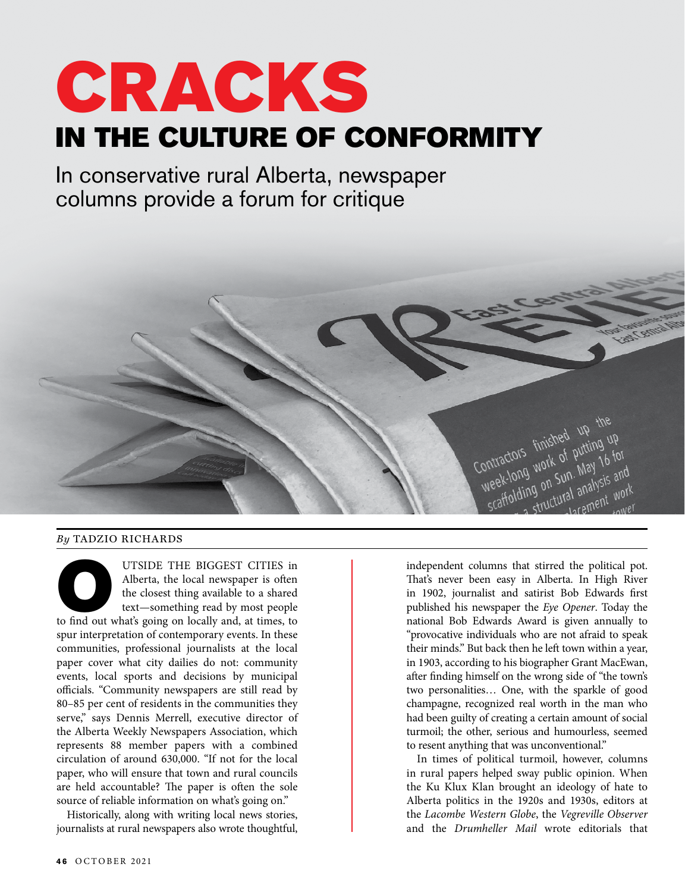# CRACKS IN THE CULTURE OF CONFORMITY

## In conservative rural Alberta, newspaper columns provide a forum for critique

*By* TADZIO RICHARDS

OUTSIDE THE BIGGEST CITIES in Alberta, the local newspaper is often the closest thing available to a shared text—something read by most people to find out what's going on locally and, at times, to spur interpretation of contemporary events. In these communities, professional journalists at the local paper cover what city dailies do not: community events, local sports and decisions by municipal officials. "Community newspapers are still read by 80–85 per cent of residents in the communities they serve," says Dennis Merrell, executive director of the Alberta Weekly Newspapers Association, which represents 88 member papers with a combined circulation of around 630,000. "If not for the local paper, who will ensure that town and rural councils are held accountable? The paper is often the sole source of reliable information on what's going on."

Historically, along with writing local news stories, journalists at rural newspapers also wrote thoughtful, independent columns that stirred the political pot. That's never been easy in Alberta. In High River in 1902, journalist and satirist Bob Edwards first published his newspaper the *Eye Opener*. Today the national Bob Edwards Award is given annually to "provocative individuals who are not afraid to speak their minds." But back then he left town within a year, in 1903, according to his biographer Grant MacEwan, after finding himself on the wrong side of "the town's two personalities… One, with the sparkle of good champagne, recognized real worth in the man who had been guilty of creating a certain amount of social turmoil; the other, serious and humourless, seemed to resent anything that was unconventional."

In times of political turmoil, however, columns in rural papers helped sway public opinion. When the Ku Klux Klan brought an ideology of hate to Alberta politics in the 1920s and 1930s, editors at the *Lacombe Western Globe*, the *Vegreville Observer* and the *Drumheller Mail* wrote editorials that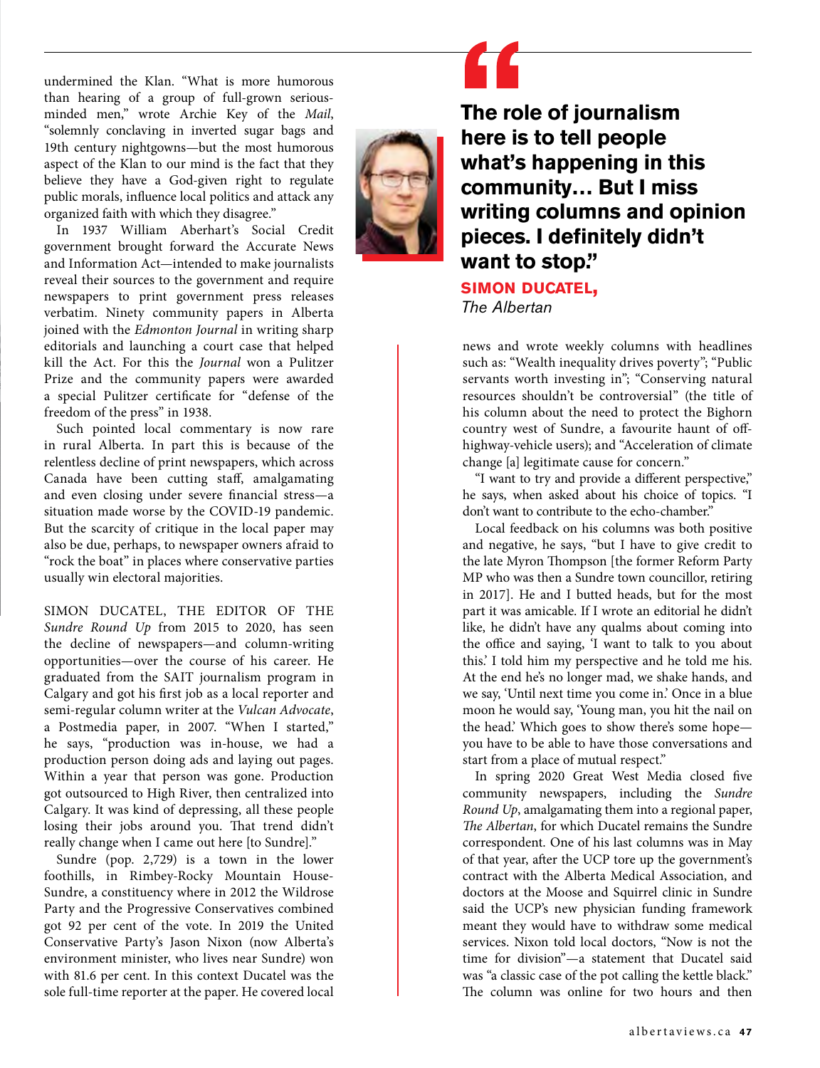undermined the Klan. "What is more humorous than hearing of a group of full-grown serious-minded men," wrote Archie Key of the *Mail*, "solemnly conclaving in inverted sugar bags and 19th century nightgowns—but the most humorous aspect of the Klan to our mind is the fact that they believe they have a God-given right to regulate public morals, influence local politics and attack any organized faith with which they disagree."

In 1937 William Aberhart's Social Credit government brought forward the Accurate News and Information Act—intended to make journalists reveal their sources to the government and require newspapers to print government press releases verbatim. Ninety community papers in Alberta joined with the *Edmonton Journal* in writing sharp editorials and launching a court case that helped kill the Act. For this the *Journal* won a Pulitzer Prize and the community papers were awarded a special Pulitzer certificate for "defense of the freedom of the press" in 1938.

Such pointed local commentary is now rare in rural Alberta. In part this is because of the relentless decline of print newspapers, which across Canada have been cutting staff, amalgamating and even closing under severe financial stress—a situation made worse by the COVID-19 pandemic. But the scarcity of critique in the local paper may also be due, perhaps, to newspaper owners afraid to "rock the boat" in places where conservative parties usually win electoral majorities.

> **"The role of journalism here is to tell people what's happening in this community… But I miss writing columns and opinion pieces. I definitely didn't want to stop."**
>
> **SIMON DUCATEL,**
> *The Albertan*

SIMON DUCATEL, THE EDITOR OF THE *Sundre Round Up* from 2015 to 2020, has seen the decline of newspapers—and column-writing opportunities—over the course of his career. He graduated from the SAIT journalism program in Calgary and got his first job as a local reporter and semi-regular column writer at the *Vulcan Advocate*, a Postmedia paper, in 2007. "When I started," he says, "production was in-house, we had a production person doing ads and laying out pages. Within a year that person was gone. Production got outsourced to High River, then centralized into Calgary. It was kind of depressing, all these people losing their jobs around you. That trend didn't really change when I came out here [to Sundre]."

Sundre (pop. 2,729) is a town in the lower foothills, in Rimbey-Rocky Mountain House-Sundre, a constituency where in 2012 the Wildrose Party and the Progressive Conservatives combined got 92 per cent of the vote. In 2019 the United Conservative Party's Jason Nixon (now Alberta's environment minister, who lives near Sundre) won with 81.6 per cent. In this context Ducatel was the sole full-time reporter at the paper. He covered local news and wrote weekly columns with headlines such as: "Wealth inequality drives poverty"; "Public servants worth investing in"; "Conserving natural resources shouldn't be controversial" (the title of his column about the need to protect the Bighorn country west of Sundre, a favourite haunt of off-highway-vehicle users); and "Acceleration of climate change [a] legitimate cause for concern."

"I want to try and provide a different perspective," he says, when asked about his choice of topics. "I don't want to contribute to the echo-chamber."

Local feedback on his columns was both positive and negative, he says, "but I have to give credit to the late Myron Thompson [the former Reform Party MP who was then a Sundre town councillor, retiring in 2017]. He and I butted heads, but for the most part it was amicable. If I wrote an editorial he didn't like, he didn't have any qualms about coming into the office and saying, 'I want to talk to you about this.' I told him my perspective and he told me his. At the end he's no longer mad, we shake hands, and we say, 'Until next time you come in.' Once in a blue moon he would say, 'Young man, you hit the nail on the head.' Which goes to show there's some hope—you have to be able to have those conversations and start from a place of mutual respect."

In spring 2020 Great West Media closed five community newspapers, including the *Sundre Round Up*, amalgamating them into a regional paper, *The Albertan*, for which Ducatel remains the Sundre correspondent. One of his last columns was in May of that year, after the UCP tore up the government's contract with the Alberta Medical Association, and doctors at the Moose and Squirrel clinic in Sundre said the UCP's new physician funding framework meant they would have to withdraw some medical services. Nixon told local doctors, "Now is not the time for division"—a statement that Ducatel said was "a classic case of the pot calling the kettle black." The column was online for two hours and then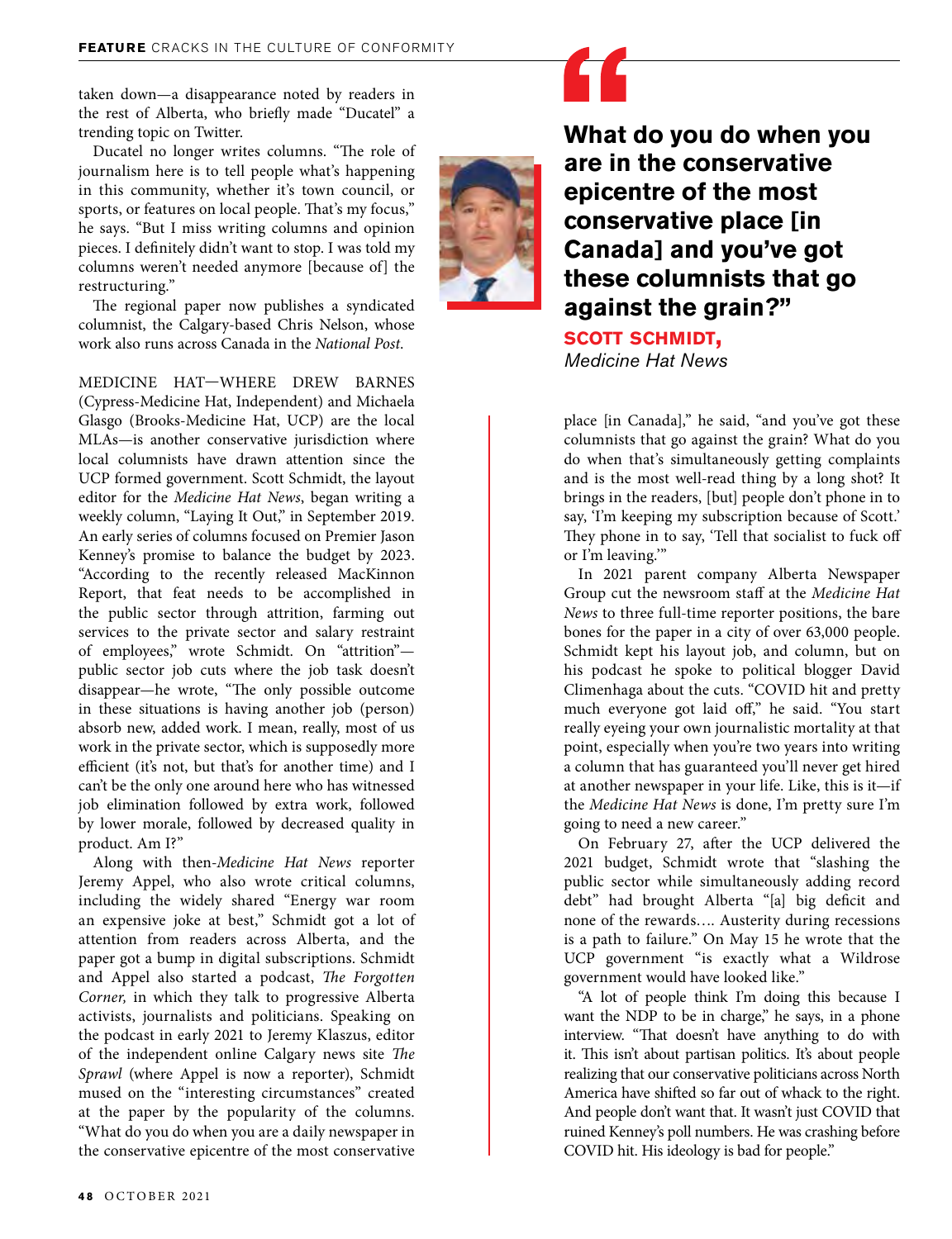taken down—a disappearance noted by readers in the rest of Alberta, who briefly made "Ducatel" a trending topic on Twitter.

Ducatel no longer writes columns. "The role of journalism here is to tell people what's happening in this community, whether it's town council, or sports, or features on local people. That's my focus," he says. "But I miss writing columns and opinion pieces. I definitely didn't want to stop. I was told my columns weren't needed anymore [because of] the restructuring."

The regional paper now publishes a syndicated columnist, the Calgary-based Chris Nelson, whose work also runs across Canada in the *National Post*.

MEDICINE HAT—WHERE DREW BARNES (Cypress-Medicine Hat, Independent) and Michaela Glasgo (Brooks-Medicine Hat, UCP) are the local MLAs—is another conservative jurisdiction where local columnists have drawn attention since the UCP formed government. Scott Schmidt, the layout editor for the *Medicine Hat News*, began writing a weekly column, "Laying It Out," in September 2019. An early series of columns focused on Premier Jason Kenney's promise to balance the budget by 2023. "According to the recently released MacKinnon Report, that feat needs to be accomplished in the public sector through attrition, farming out services to the private sector and salary restraint of employees," wrote Schmidt. On "attrition"—public sector job cuts where the job task doesn't disappear—he wrote, "The only possible outcome in these situations is having another job (person) absorb new, added work. I mean, really, most of us work in the private sector, which is supposedly more efficient (it's not, but that's for another time) and I can't be the only one around here who has witnessed job elimination followed by extra work, followed by lower morale, followed by decreased quality in product. Am I?"

Along with then-*Medicine Hat News* reporter Jeremy Appel, who also wrote critical columns, including the widely shared "Energy war room an expensive joke at best," Schmidt got a lot of attention from readers across Alberta, and the paper got a bump in digital subscriptions. Schmidt and Appel also started a podcast, *The Forgotten Corner,* in which they talk to progressive Alberta activists, journalists and politicians. Speaking on the podcast in early 2021 to Jeremy Klaszus, editor of the independent online Calgary news site *The Sprawl* (where Appel is now a reporter), Schmidt mused on the "interesting circumstances" created at the paper by the popularity of the columns. "What do you do when you are a daily newspaper in the conservative epicentre of the most conservative place [in Canada]," he said, "and you've got these columnists that go against the grain? What do you do when that's simultaneously getting complaints and is the most well-read thing by a long shot? It brings in the readers, [but] people don't phone in to say, 'I'm keeping my subscription because of Scott.' They phone in to say, 'Tell that socialist to fuck off or I'm leaving.'"

> **"What do you do when you are in the conservative epicentre of the most conservative place [in Canada] and you've got these columnists that go against the grain?"**
>
> **SCOTT SCHMIDT,** *Medicine Hat News*

In 2021 parent company Alberta Newspaper Group cut the newsroom staff at the *Medicine Hat News* to three full-time reporter positions, the bare bones for the paper in a city of over 63,000 people. Schmidt kept his layout job, and column, but on his podcast he spoke to political blogger David Climenhaga about the cuts. "COVID hit and pretty much everyone got laid off," he said. "You start really eyeing your own journalistic mortality at that point, especially when you're two years into writing a column that has guaranteed you'll never get hired at another newspaper in your life. Like, this is it—if the *Medicine Hat News* is done, I'm pretty sure I'm going to need a new career."

On February 27, after the UCP delivered the 2021 budget, Schmidt wrote that "slashing the public sector while simultaneously adding record debt" had brought Alberta "[a] big deficit and none of the rewards…. Austerity during recessions is a path to failure." On May 15 he wrote that the UCP government "is exactly what a Wildrose government would have looked like."

"A lot of people think I'm doing this because I want the NDP to be in charge," he says, in a phone interview. "That doesn't have anything to do with it. This isn't about partisan politics. It's about people realizing that our conservative politicians across North America have shifted so far out of whack to the right. And people don't want that. It wasn't just COVID that ruined Kenney's poll numbers. He was crashing before COVID hit. His ideology is bad for people."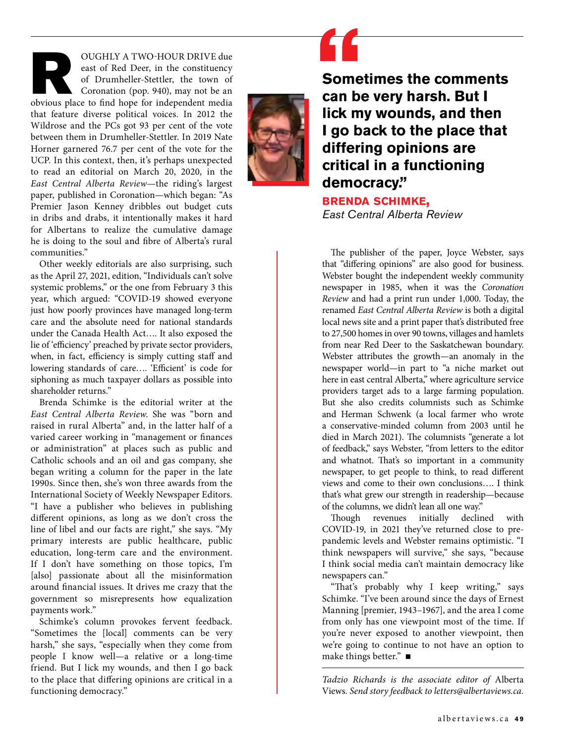ROUGHLY A TWO-HOUR DRIVE due east of Red Deer, in the constituency of Drumheller-Stettler, the town of Coronation (pop. 940), may not be an obvious place to find hope for independent media that feature diverse political voices. In 2012 the Wildrose and the PCs got 93 per cent of the vote between them in Drumheller-Stettler. In 2019 Nate Horner garnered 76.7 per cent of the vote for the UCP. In this context, then, it's perhaps unexpected to read an editorial on March 20, 2020, in the *East Central Alberta Review*—the riding's largest paper, published in Coronation—which began: "As Premier Jason Kenney dribbles out budget cuts in dribs and drabs, it intentionally makes it hard for Albertans to realize the cumulative damage he is doing to the soul and fibre of Alberta's rural communities."

Other weekly editorials are also surprising, such as the April 27, 2021, edition, "Individuals can't solve systemic problems," or the one from February 3 this year, which argued: "COVID-19 showed everyone just how poorly provinces have managed long-term care and the absolute need for national standards under the Canada Health Act…. It also exposed the lie of 'efficiency' preached by private sector providers, when, in fact, efficiency is simply cutting staff and lowering standards of care…. 'Efficient' is code for siphoning as much taxpayer dollars as possible into shareholder returns."

Brenda Schimke is the editorial writer at the *East Central Alberta Review*. She was "born and raised in rural Alberta" and, in the latter half of a varied career working in "management or finances or administration" at places such as public and Catholic schools and an oil and gas company, she began writing a column for the paper in the late 1990s. Since then, she's won three awards from the International Society of Weekly Newspaper Editors. "I have a publisher who believes in publishing different opinions, as long as we don't cross the line of libel and our facts are right," she says. "My primary interests are public healthcare, public education, long-term care and the environment. If I don't have something on those topics, I'm [also] passionate about all the misinformation around financial issues. It drives me crazy that the government so misrepresents how equalization payments work."

Schimke's column provokes fervent feedback. "Sometimes the [local] comments can be very harsh," she says, "especially when they come from people I know well—a relative or a long-time friend. But I lick my wounds, and then I go back to the place that differing opinions are critical in a functioning democracy."

> **"Sometimes the comments can be very harsh. But I lick my wounds, and then I go back to the place that differing opinions are critical in a functioning democracy."**
>
> **BRENDA SCHIMKE,**
> *East Central Alberta Review*

The publisher of the paper, Joyce Webster, says that "differing opinions" are also good for business. Webster bought the independent weekly community newspaper in 1985, when it was the *Coronation Review* and had a print run under 1,000. Today, the renamed *East Central Alberta Review* is both a digital local news site and a print paper that's distributed free to 27,500 homes in over 90 towns, villages and hamlets from near Red Deer to the Saskatchewan boundary. Webster attributes the growth—an anomaly in the newspaper world—in part to "a niche market out here in east central Alberta," where agriculture service providers target ads to a large farming population. But she also credits columnists such as Schimke and Herman Schwenk (a local farmer who wrote a conservative-minded column from 2003 until he died in March 2021). The columnists "generate a lot of feedback," says Webster, "from letters to the editor and whatnot. That's so important in a community newspaper, to get people to think, to read different views and come to their own conclusions…. I think that's what grew our strength in readership—because of the columns, we didn't lean all one way."

Though revenues initially declined with COVID-19, in 2021 they've returned close to pre-pandemic levels and Webster remains optimistic. "I think newspapers will survive," she says, "because I think social media can't maintain democracy like newspapers can."

"That's probably why I keep writing," says Schimke. "I've been around since the days of Ernest Manning [premier, 1943–1967], and the area I come from only has one viewpoint most of the time. If you're never exposed to another viewpoint, then we're going to continue to not have an option to make things better." ■

---

*Tadzio Richards is the associate editor of* Alberta Views. *Send story feedback to letters@albertaviews.ca.*